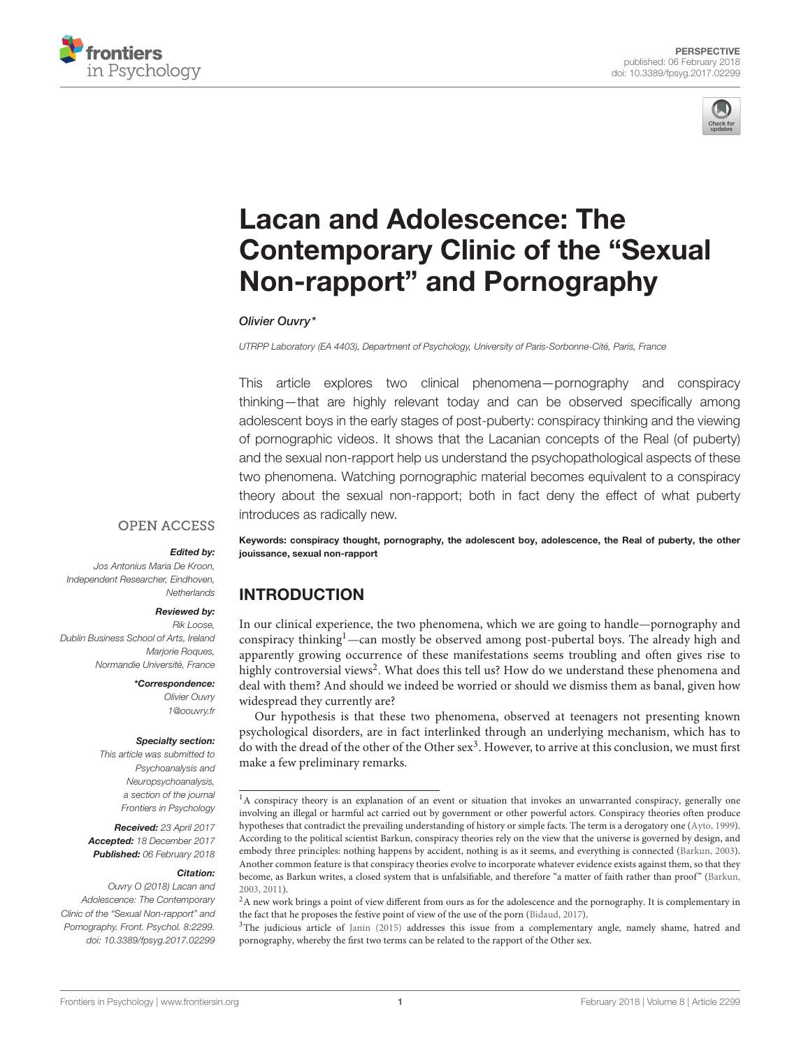PERSPECTIVE
published: 06 February 2018
doi: 10.3389/fpsyg.2017.02299

# Lacan and Adolescence: The Contemporary Clinic of the "Sexual Non-rapport" and Pornography

*Olivier Ouvry\**

*UTRPP Laboratory (EA 4403), Department of Psychology, University of Paris-Sorbonne-Cité, Paris, France*

This article explores two clinical phenomena—pornography and conspiracy thinking—that are highly relevant today and can be observed specifically among adolescent boys in the early stages of post-puberty: conspiracy thinking and the viewing of pornographic videos. It shows that the Lacanian concepts of the Real (of puberty) and the sexual non-rapport help us understand the psychopathological aspects of these two phenomena. Watching pornographic material becomes equivalent to a conspiracy theory about the sexual non-rapport; both in fact deny the effect of what puberty introduces as radically new.

**Keywords: conspiracy thought, pornography, the adolescent boy, adolescence, the Real of puberty, the other jouissance, sexual non-rapport**

OPEN ACCESS

***Edited by:***
*Jos Antonius Maria De Kroon, Independent Researcher, Eindhoven, Netherlands*

***Reviewed by:***
*Rik Loose, Dublin Business School of Arts, Ireland*
*Marjorie Roques, Normandie Université, France*

***\*Correspondence:***
*Olivier Ouvry*
*1@oouvry.fr*

***Specialty section:***
*This article was submitted to Psychoanalysis and Neuropsychoanalysis, a section of the journal Frontiers in Psychology*

***Received:*** *23 April 2017*
***Accepted:*** *18 December 2017*
***Published:*** *06 February 2018*

***Citation:***
*Ouvry O (2018) Lacan and Adolescence: The Contemporary Clinic of the "Sexual Non-rapport" and Pornography. Front. Psychol. 8:2299. doi: 10.3389/fpsyg.2017.02299*

## INTRODUCTION

In our clinical experience, the two phenomena, which we are going to handle—pornography and conspiracy thinking[1]—can mostly be observed among post-pubertal boys. The already high and apparently growing occurrence of these manifestations seems troubling and often gives rise to highly controversial views[2]. What does this tell us? How do we understand these phenomena and deal with them? And should we indeed be worried or should we dismiss them as banal, given how widespread they currently are?

Our hypothesis is that these two phenomena, observed at teenagers not presenting known psychological disorders, are in fact interlinked through an underlying mechanism, which has to do with the dread of the other of the Other sex[3]. However, to arrive at this conclusion, we must first make a few preliminary remarks.

---

[1]A conspiracy theory is an explanation of an event or situation that invokes an unwarranted conspiracy, generally one involving an illegal or harmful act carried out by government or other powerful actors. Conspiracy theories often produce hypotheses that contradict the prevailing understanding of history or simple facts. The term is a derogatory one (Ayto, 1999). According to the political scientist Barkun, conspiracy theories rely on the view that the universe is governed by design, and embody three principles: nothing happens by accident, nothing is as it seems, and everything is connected (Barkun, 2003). Another common feature is that conspiracy theories evolve to incorporate whatever evidence exists against them, so that they become, as Barkun writes, a closed system that is unfalsifiable, and therefore "a matter of faith rather than proof" (Barkun, 2003, 2011).

[2]A new work brings a point of view different from ours as for the adolescence and the pornography. It is complementary in the fact that he proposes the festive point of view of the use of the porn (Bidaud, 2017).

[3]The judicious article of Janin (2015) addresses this issue from a complementary angle, namely shame, hatred and pornography, whereby the first two terms can be related to the rapport of the Other sex.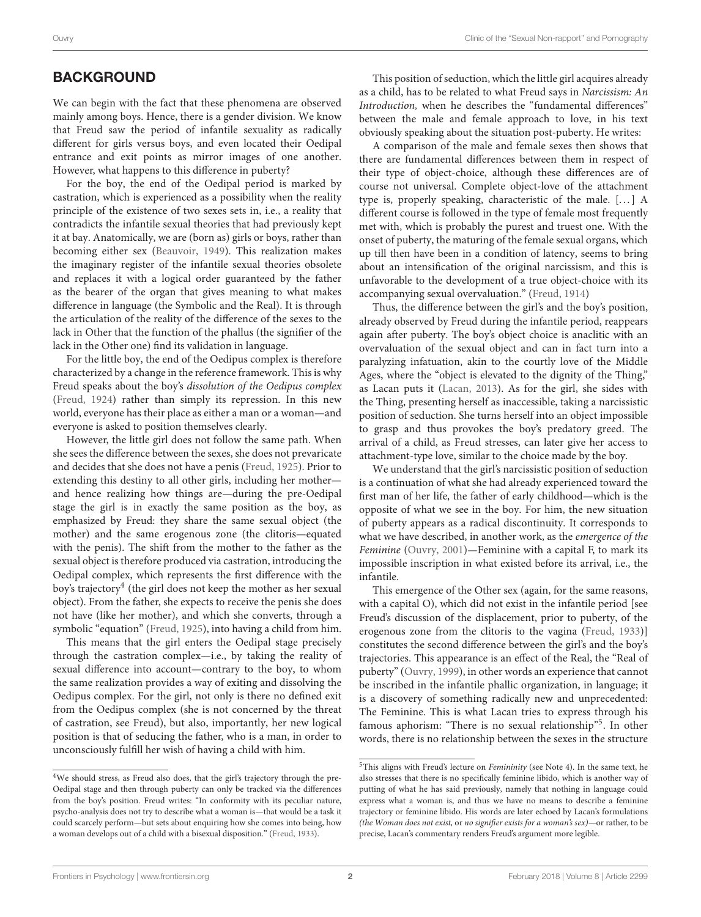## BACKGROUND

We can begin with the fact that these phenomena are observed mainly among boys. Hence, there is a gender division. We know that Freud saw the period of infantile sexuality as radically different for girls versus boys, and even located their Oedipal entrance and exit points as mirror images of one another. However, what happens to this difference in puberty?

For the boy, the end of the Oedipal period is marked by castration, which is experienced as a possibility when the reality principle of the existence of two sexes sets in, i.e., a reality that contradicts the infantile sexual theories that had previously kept it at bay. Anatomically, we are (born as) girls or boys, rather than becoming either sex (Beauvoir, 1949). This realization makes the imaginary register of the infantile sexual theories obsolete and replaces it with a logical order guaranteed by the father as the bearer of the organ that gives meaning to what makes difference in language (the Symbolic and the Real). It is through the articulation of the reality of the difference of the sexes to the lack in Other that the function of the phallus (the signifier of the lack in the Other one) find its validation in language.

For the little boy, the end of the Oedipus complex is therefore characterized by a change in the reference framework. This is why Freud speaks about the boy's *dissolution of the Oedipus complex* (Freud, 1924) rather than simply its repression. In this new world, everyone has their place as either a man or a woman—and everyone is asked to position themselves clearly.

However, the little girl does not follow the same path. When she sees the difference between the sexes, she does not prevaricate and decides that she does not have a penis (Freud, 1925). Prior to extending this destiny to all other girls, including her mother—and hence realizing how things are—during the pre-Oedipal stage the girl is in exactly the same position as the boy, as emphasized by Freud: they share the same sexual object (the mother) and the same erogenous zone (the clitoris—equated with the penis). The shift from the mother to the father as the sexual object is therefore produced via castration, introducing the Oedipal complex, which represents the first difference with the boy's trajectory[4] (the girl does not keep the mother as her sexual object). From the father, she expects to receive the penis she does not have (like her mother), and which she converts, through a symbolic "equation" (Freud, 1925), into having a child from him.

This means that the girl enters the Oedipal stage precisely through the castration complex—i.e., by taking the reality of sexual difference into account—contrary to the boy, to whom the same realization provides a way of exiting and dissolving the Oedipus complex. For the girl, not only is there no defined exit from the Oedipus complex (she is not concerned by the threat of castration, see Freud), but also, importantly, her new logical position is that of seducing the father, who is a man, in order to unconsciously fulfill her wish of having a child with him.

This position of seduction, which the little girl acquires already as a child, has to be related to what Freud says in *Narcissism: An Introduction,* when he describes the "fundamental differences" between the male and female approach to love, in his text obviously speaking about the situation post-puberty. He writes:

A comparison of the male and female sexes then shows that there are fundamental differences between them in respect of their type of object-choice, although these differences are of course not universal. Complete object-love of the attachment type is, properly speaking, characteristic of the male. [...] A different course is followed in the type of female most frequently met with, which is probably the purest and truest one. With the onset of puberty, the maturing of the female sexual organs, which up till then have been in a condition of latency, seems to bring about an intensification of the original narcissism, and this is unfavorable to the development of a true object-choice with its accompanying sexual overvaluation." (Freud, 1914)

Thus, the difference between the girl's and the boy's position, already observed by Freud during the infantile period, reappears again after puberty. The boy's object choice is anaclitic with an overvaluation of the sexual object and can in fact turn into a paralyzing infatuation, akin to the courtly love of the Middle Ages, where the "object is elevated to the dignity of the Thing," as Lacan puts it (Lacan, 2013). As for the girl, she sides with the Thing, presenting herself as inaccessible, taking a narcissistic position of seduction. She turns herself into an object impossible to grasp and thus provokes the boy's predatory greed. The arrival of a child, as Freud stresses, can later give her access to attachment-type love, similar to the choice made by the boy.

We understand that the girl's narcissistic position of seduction is a continuation of what she had already experienced toward the first man of her life, the father of early childhood—which is the opposite of what we see in the boy. For him, the new situation of puberty appears as a radical discontinuity. It corresponds to what we have described, in another work, as the *emergence of the Feminine* (Ouvry, 2001)—Feminine with a capital F, to mark its impossible inscription in what existed before its arrival, i.e., the infantile.

This emergence of the Other sex (again, for the same reasons, with a capital O), which did not exist in the infantile period [see Freud's discussion of the displacement, prior to puberty, of the erogenous zone from the clitoris to the vagina (Freud, 1933)] constitutes the second difference between the girl's and the boy's trajectories. This appearance is an effect of the Real, the "Real of puberty" (Ouvry, 1999), in other words an experience that cannot be inscribed in the infantile phallic organization, in language; it is a discovery of something radically new and unprecedented: The Feminine. This is what Lacan tries to express through his famous aphorism: "There is no sexual relationship"[5]. In other words, there is no relationship between the sexes in the structure

[4]We should stress, as Freud also does, that the girl's trajectory through the pre-Oedipal stage and then through puberty can only be tracked via the differences from the boy's position. Freud writes: "In conformity with its peculiar nature, psycho-analysis does not try to describe what a woman is—that would be a task it could scarcely perform—but sets about enquiring how she comes into being, how a woman develops out of a child with a bisexual disposition." (Freud, 1933).

[5]This aligns with Freud's lecture on *Femininity* (see Note 4). In the same text, he also stresses that there is no specifically feminine libido, which is another way of putting of what he has said previously, namely that nothing in language could express what a woman is, and thus we have no means to describe a feminine trajectory or feminine libido. His words are later echoed by Lacan's formulations *(the Woman does not exist,* or *no signifier exists for a woman's sex)*—or rather, to be precise, Lacan's commentary renders Freud's argument more legible.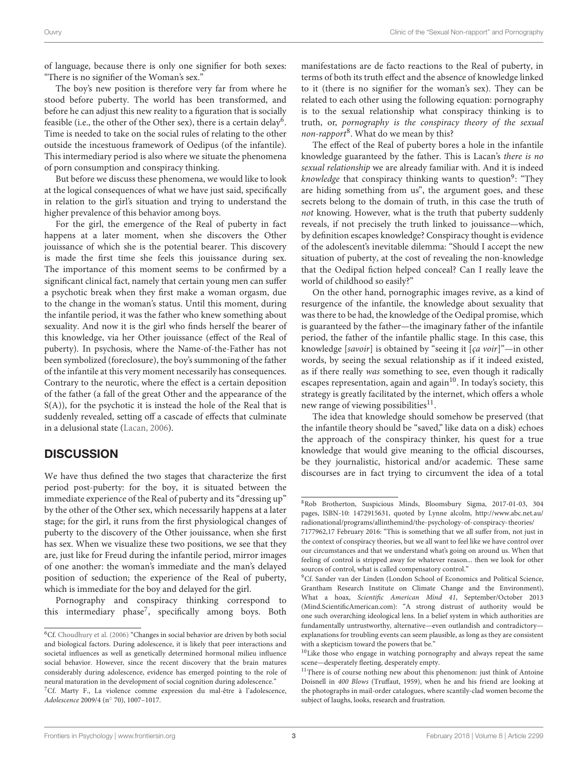of language, because there is only one signifier for both sexes: "There is no signifier of the Woman's sex."

The boy's new position is therefore very far from where he stood before puberty. The world has been transformed, and before he can adjust this new reality to a figuration that is socially feasible (i.e., the other of the Other sex), there is a certain delay[6]. Time is needed to take on the social rules of relating to the other outside the incestuous framework of Oedipus (of the infantile). This intermediary period is also where we situate the phenomena of porn consumption and conspiracy thinking.

But before we discuss these phenomena, we would like to look at the logical consequences of what we have just said, specifically in relation to the girl's situation and trying to understand the higher prevalence of this behavior among boys.

For the girl, the emergence of the Real of puberty in fact happens at a later moment, when she discovers the Other jouissance of which she is the potential bearer. This discovery is made the first time she feels this jouissance during sex. The importance of this moment seems to be confirmed by a significant clinical fact, namely that certain young men can suffer a psychotic break when they first make a woman orgasm, due to the change in the woman's status. Until this moment, during the infantile period, it was the father who knew something about sexuality. And now it is the girl who finds herself the bearer of this knowledge, via her Other jouissance (effect of the Real of puberty). In psychosis, where the Name-of-the-Father has not been symbolized (foreclosure), the boy's summoning of the father of the infantile at this very moment necessarily has consequences. Contrary to the neurotic, where the effect is a certain deposition of the father (a fall of the great Other and the appearance of the S(A)), for the psychotic it is instead the hole of the Real that is suddenly revealed, setting off a cascade of effects that culminate in a delusional state (Lacan, 2006).

## DISCUSSION

We have thus defined the two stages that characterize the first period post-puberty: for the boy, it is situated between the immediate experience of the Real of puberty and its "dressing up" by the other of the Other sex, which necessarily happens at a later stage; for the girl, it runs from the first physiological changes of puberty to the discovery of the Other jouissance, when she first has sex. When we visualize these two positions, we see that they are, just like for Freud during the infantile period, mirror images of one another: the woman's immediate and the man's delayed position of seduction; the experience of the Real of puberty, which is immediate for the boy and delayed for the girl.

Pornography and conspiracy thinking correspond to this intermediary phase[7], specifically among boys. Both manifestations are de facto reactions to the Real of puberty, in terms of both its truth effect and the absence of knowledge linked to it (there is no signifier for the woman's sex). They can be related to each other using the following equation: pornography is to the sexual relationship what conspiracy thinking is to truth, or, *pornography is the conspiracy theory of the sexual non-rapport*[8]. What do we mean by this?

The effect of the Real of puberty bores a hole in the infantile knowledge guaranteed by the father. This is Lacan's *there is no sexual relationship* we are already familiar with. And it is indeed *knowledge* that conspiracy thinking wants to question[9]: "They are hiding something from us", the argument goes, and these secrets belong to the domain of truth, in this case the truth of *not* knowing. However, what is the truth that puberty suddenly reveals, if not precisely the truth linked to jouissance—which, by definition escapes knowledge? Conspiracy thought is evidence of the adolescent's inevitable dilemma: "Should I accept the new situation of puberty, at the cost of revealing the non-knowledge that the Oedipal fiction helped conceal? Can I really leave the world of childhood so easily?"

On the other hand, pornographic images revive, as a kind of resurgence of the infantile, the knowledge about sexuality that was there to be had, the knowledge of the Oedipal promise, which is guaranteed by the father—the imaginary father of the infantile period, the father of the infantile phallic stage. In this case, this knowledge [*savoir*] is obtained by "seeing it [*ça voir*]"—in other words, by seeing the sexual relationship as if it indeed existed, as if there really *was* something to see, even though it radically escapes representation, again and again[10]. In today's society, this strategy is greatly facilitated by the internet, which offers a whole new range of viewing possibilities[11].

The idea that knowledge should somehow be preserved (that the infantile theory should be "saved," like data on a disk) echoes the approach of the conspiracy thinker, his quest for a true knowledge that would give meaning to the official discourses, be they journalistic, historical and/or academic. These same discourses are in fact trying to circumvent the idea of a total

---

[6] Cf. Choudhury et al. (2006) "Changes in social behavior are driven by both social and biological factors. During adolescence, it is likely that peer interactions and societal influences as well as genetically determined hormonal milieu influence social behavior. However, since the recent discovery that the brain matures considerably during adolescence, evidence has emerged pointing to the role of neural maturation in the development of social cognition during adolescence."

[7] Cf. Marty F., La violence comme expression du mal-être à l'adolescence, *Adolescence* 2009/4 (n° 70), 1007–1017.

[8] Rob Brotherton, Suspicious Minds, Bloomsbury Sigma, 2017-01-03, 304 pages, ISBN-10: 1472915631, quoted by Lynne alcolm, http://www.abc.net.au/radionational/programs/allinthemind/the-psychology-of-conspiracy-theories/7177962,17 February 2016: "This is something that we all suffer from, not just in the context of conspiracy theories, but we all want to feel like we have control over our circumstances and that we understand what's going on around us. When that feeling of control is stripped away for whatever reason... then we look for other sources of control, what is called compensatory control."

[9] Cf. Sander van der Linden (London School of Economics and Political Science, Grantham Research Institute on Climate Change and the Environment), What a hoax, *Scientific American Mind 41*, September/October 2013 (Mind.ScientificAmerican.com): "A strong distrust of authority would be one such overarching ideological lens. In a belief system in which authorities are fundamentally untrustworthy, alternative—even outlandish and contradictory—explanations for troubling events can seem plausible, as long as they are consistent with a skepticism toward the powers that be."

[10] Like those who engage in watching pornography and always repeat the same scene—desperately fleeting, desperately empty.

[11] There is of course nothing new about this phenomenon: just think of Antoine Doisnell in *400 Blows* (Truffaut, 1959), when he and his friend are looking at the photographs in mail-order catalogues, where scantily-clad women become the subject of laughs, looks, research and frustration.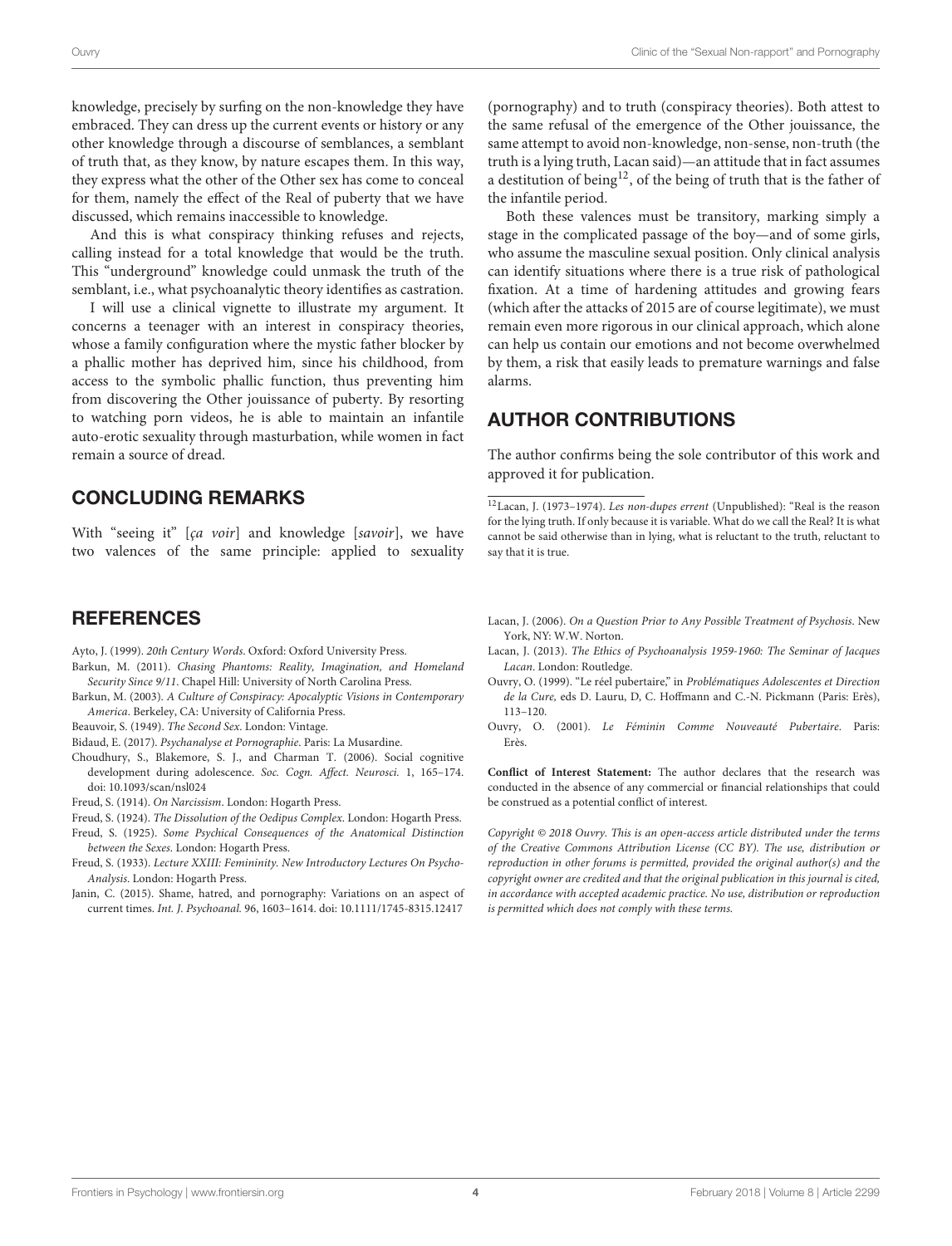knowledge, precisely by surfing on the non-knowledge they have embraced. They can dress up the current events or history or any other knowledge through a discourse of semblances, a semblant of truth that, as they know, by nature escapes them. In this way, they express what the other of the Other sex has come to conceal for them, namely the effect of the Real of puberty that we have discussed, which remains inaccessible to knowledge.

And this is what conspiracy thinking refuses and rejects, calling instead for a total knowledge that would be the truth. This "underground" knowledge could unmask the truth of the semblant, i.e., what psychoanalytic theory identifies as castration.

I will use a clinical vignette to illustrate my argument. It concerns a teenager with an interest in conspiracy theories, whose a family configuration where the mystic father blocker by a phallic mother has deprived him, since his childhood, from access to the symbolic phallic function, thus preventing him from discovering the Other jouissance of puberty. By resorting to watching porn videos, he is able to maintain an infantile auto-erotic sexuality through masturbation, while women in fact remain a source of dread.

## CONCLUDING REMARKS

With "seeing it" [*ça voir*] and knowledge [*savoir*], we have two valences of the same principle: applied to sexuality (pornography) and to truth (conspiracy theories). Both attest to the same refusal of the emergence of the Other jouissance, the same attempt to avoid non-knowledge, non-sense, non-truth (the truth is a lying truth, Lacan said)—an attitude that in fact assumes a destitution of being[12], of the being of truth that is the father of the infantile period.

Both these valences must be transitory, marking simply a stage in the complicated passage of the boy—and of some girls, who assume the masculine sexual position. Only clinical analysis can identify situations where there is a true risk of pathological fixation. At a time of hardening attitudes and growing fears (which after the attacks of 2015 are of course legitimate), we must remain even more rigorous in our clinical approach, which alone can help us contain our emotions and not become overwhelmed by them, a risk that easily leads to premature warnings and false alarms.

## AUTHOR CONTRIBUTIONS

The author confirms being the sole contributor of this work and approved it for publication.

[12] Lacan, J. (1973–1974). *Les non-dupes errent* (Unpublished): "Real is the reason for the lying truth. If only because it is variable. What do we call the Real? It is what cannot be said otherwise than in lying, what is reluctant to the truth, reluctant to say that it is true.

## REFERENCES

Ayto, J. (1999). *20th Century Words*. Oxford: Oxford University Press.

Barkun, M. (2011). *Chasing Phantoms: Reality, Imagination, and Homeland Security Since 9/11*. Chapel Hill: University of North Carolina Press.

Barkun, M. (2003). *A Culture of Conspiracy: Apocalyptic Visions in Contemporary America*. Berkeley, CA: University of California Press.

Beauvoir, S. (1949). *The Second Sex*. London: Vintage.

Bidaud, E. (2017). *Psychanalyse et Pornographie*. Paris: La Musardine.

Choudhury, S., Blakemore, S. J., and Charman T. (2006). Social cognitive development during adolescence. *Soc. Cogn. Affect. Neurosci.* 1, 165–174. doi: 10.1093/scan/nsl024

Freud, S. (1914). *On Narcissism*. London: Hogarth Press.

Freud, S. (1924). *The Dissolution of the Oedipus Complex*. London: Hogarth Press.

Freud, S. (1925). *Some Psychical Consequences of the Anatomical Distinction between the Sexes*. London: Hogarth Press.

Freud, S. (1933). *Lecture XXIII: Femininity. New Introductory Lectures On Psycho-Analysis*. London: Hogarth Press.

Janin, C. (2015). Shame, hatred, and pornography: Variations on an aspect of current times. *Int. J. Psychoanal.* 96, 1603–1614. doi: 10.1111/1745-8315.12417

Lacan, J. (2006). *On a Question Prior to Any Possible Treatment of Psychosis*. New York, NY: W.W. Norton.

Lacan, J. (2013). *The Ethics of Psychoanalysis 1959-1960: The Seminar of Jacques Lacan*. London: Routledge.

Ouvry, O. (1999). "Le réel pubertaire," in *Problématiques Adolescentes et Direction de la Cure,* eds D. Lauru, D, C. Hoffmann and C.-N. Pickmann (Paris: Erès), 113–120.

Ouvry, O. (2001). *Le Féminin Comme Nouveauté Pubertaire*. Paris: Erès.

**Conflict of Interest Statement:** The author declares that the research was conducted in the absence of any commercial or financial relationships that could be construed as a potential conflict of interest.

*Copyright © 2018 Ouvry. This is an open-access article distributed under the terms of the Creative Commons Attribution License (CC BY). The use, distribution or reproduction in other forums is permitted, provided the original author(s) and the copyright owner are credited and that the original publication in this journal is cited, in accordance with accepted academic practice. No use, distribution or reproduction is permitted which does not comply with these terms.*